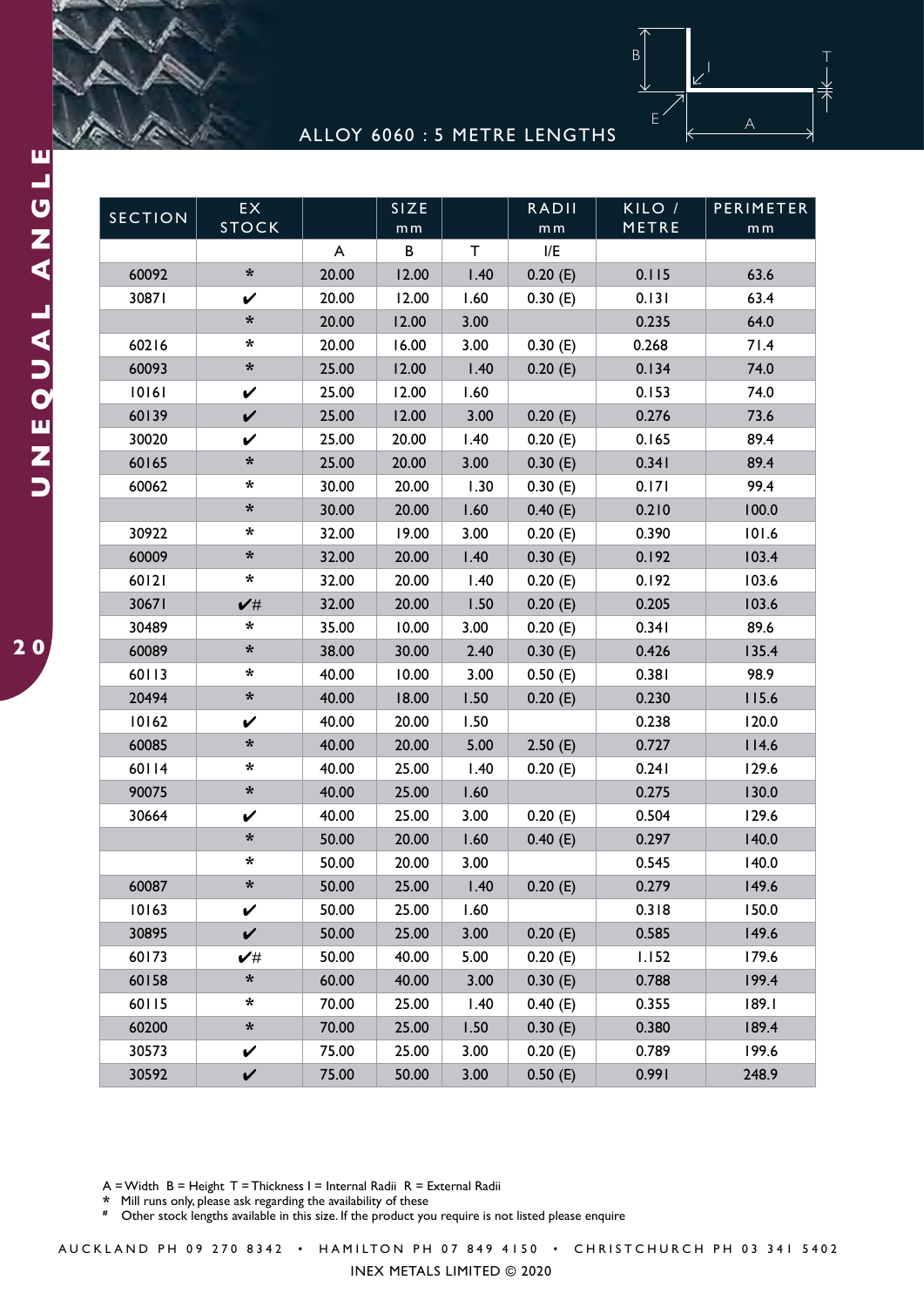# UNEQUAL ANGLE

## ALLOY 6060 : 5 METRE LENGTHS

| SECTION | EX STOCK | SIZE mm | | | RADII mm | KILO / METRE | PERIMETER mm |
|---|---|---|---|---|---|---|---|
| | | A | B | T | I/E | | |
| 60092 | * | 20.00 | 12.00 | 1.40 | 0.20 (E) | 0.115 | 63.6 |
| 30871 | ✔ | 20.00 | 12.00 | 1.60 | 0.30 (E) | 0.131 | 63.4 |
| | * | 20.00 | 12.00 | 3.00 | | 0.235 | 64.0 |
| 60216 | * | 20.00 | 16.00 | 3.00 | 0.30 (E) | 0.268 | 71.4 |
| 60093 | * | 25.00 | 12.00 | 1.40 | 0.20 (E) | 0.134 | 74.0 |
| 10161 | ✔ | 25.00 | 12.00 | 1.60 | | 0.153 | 74.0 |
| 60139 | ✔ | 25.00 | 12.00 | 3.00 | 0.20 (E) | 0.276 | 73.6 |
| 30020 | ✔ | 25.00 | 20.00 | 1.40 | 0.20 (E) | 0.165 | 89.4 |
| 60165 | * | 25.00 | 20.00 | 3.00 | 0.30 (E) | 0.341 | 89.4 |
| 60062 | * | 30.00 | 20.00 | 1.30 | 0.30 (E) | 0.171 | 99.4 |
| | * | 30.00 | 20.00 | 1.60 | 0.40 (E) | 0.210 | 100.0 |
| 30922 | * | 32.00 | 19.00 | 3.00 | 0.20 (E) | 0.390 | 101.6 |
| 60009 | * | 32.00 | 20.00 | 1.40 | 0.30 (E) | 0.192 | 103.4 |
| 60121 | * | 32.00 | 20.00 | 1.40 | 0.20 (E) | 0.192 | 103.6 |
| 30671 | ✔# | 32.00 | 20.00 | 1.50 | 0.20 (E) | 0.205 | 103.6 |
| 30489 | * | 35.00 | 10.00 | 3.00 | 0.20 (E) | 0.341 | 89.6 |
| 60089 | * | 38.00 | 30.00 | 2.40 | 0.30 (E) | 0.426 | 135.4 |
| 60113 | * | 40.00 | 10.00 | 3.00 | 0.50 (E) | 0.381 | 98.9 |
| 20494 | * | 40.00 | 18.00 | 1.50 | 0.20 (E) | 0.230 | 115.6 |
| 10162 | ✔ | 40.00 | 20.00 | 1.50 | | 0.238 | 120.0 |
| 60085 | * | 40.00 | 20.00 | 5.00 | 2.50 (E) | 0.727 | 114.6 |
| 60114 | * | 40.00 | 25.00 | 1.40 | 0.20 (E) | 0.241 | 129.6 |
| 90075 | * | 40.00 | 25.00 | 1.60 | | 0.275 | 130.0 |
| 30664 | ✔ | 40.00 | 25.00 | 3.00 | 0.20 (E) | 0.504 | 129.6 |
| | * | 50.00 | 20.00 | 1.60 | 0.40 (E) | 0.297 | 140.0 |
| | * | 50.00 | 20.00 | 3.00 | | 0.545 | 140.0 |
| 60087 | * | 50.00 | 25.00 | 1.40 | 0.20 (E) | 0.279 | 149.6 |
| 10163 | ✔ | 50.00 | 25.00 | 1.60 | | 0.318 | 150.0 |
| 30895 | ✔ | 50.00 | 25.00 | 3.00 | 0.20 (E) | 0.585 | 149.6 |
| 60173 | ✔# | 50.00 | 40.00 | 5.00 | 0.20 (E) | 1.152 | 179.6 |
| 60158 | * | 60.00 | 40.00 | 3.00 | 0.30 (E) | 0.788 | 199.4 |
| 60115 | * | 70.00 | 25.00 | 1.40 | 0.40 (E) | 0.355 | 189.1 |
| 60200 | * | 70.00 | 25.00 | 1.50 | 0.30 (E) | 0.380 | 189.4 |
| 30573 | ✔ | 75.00 | 25.00 | 3.00 | 0.20 (E) | 0.789 | 199.6 |
| 30592 | ✔ | 75.00 | 50.00 | 3.00 | 0.50 (E) | 0.991 | 248.9 |

A = Width B = Height T = Thickness I = Internal Radii R = External Radii

\* Mill runs only, please ask regarding the availability of these

\# Other stock lengths available in this size. If the product you require is not listed please enquire

AUCKLAND PH 09 270 8342 • HAMILTON PH 07 849 4150 • CHRISTCHURCH PH 03 341 5402

INEX METALS LIMITED © 2020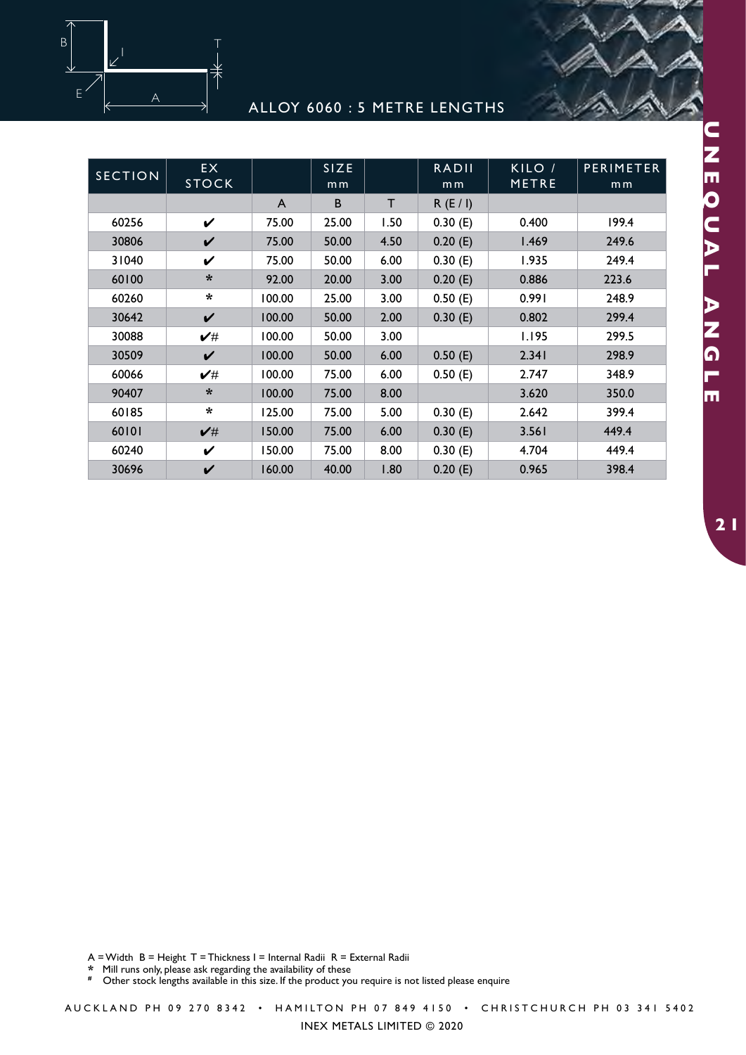# UNEQUAL ANGLE

## ALLOY 6060 : 5 METRE LENGTHS

| SECTION | EX STOCK | | SIZE mm | | RADII mm | KILO / METRE | PERIMETER mm |
|---|---|---|---|---|---|---|---|
| | | A | B | T | R (E / I) | | |
| 60256 | ✔ | 75.00 | 25.00 | 1.50 | 0.30 (E) | 0.400 | 199.4 |
| 30806 | ✔ | 75.00 | 50.00 | 4.50 | 0.20 (E) | 1.469 | 249.6 |
| 31040 | ✔ | 75.00 | 50.00 | 6.00 | 0.30 (E) | 1.935 | 249.4 |
| 60100 | * | 92.00 | 20.00 | 3.00 | 0.20 (E) | 0.886 | 223.6 |
| 60260 | * | 100.00 | 25.00 | 3.00 | 0.50 (E) | 0.991 | 248.9 |
| 30642 | ✔ | 100.00 | 50.00 | 2.00 | 0.30 (E) | 0.802 | 299.4 |
| 30088 | ✔# | 100.00 | 50.00 | 3.00 | | 1.195 | 299.5 |
| 30509 | ✔ | 100.00 | 50.00 | 6.00 | 0.50 (E) | 2.341 | 298.9 |
| 60066 | ✔# | 100.00 | 75.00 | 6.00 | 0.50 (E) | 2.747 | 348.9 |
| 90407 | * | 100.00 | 75.00 | 8.00 | | 3.620 | 350.0 |
| 60185 | * | 125.00 | 75.00 | 5.00 | 0.30 (E) | 2.642 | 399.4 |
| 60101 | ✔# | 150.00 | 75.00 | 6.00 | 0.30 (E) | 3.561 | 449.4 |
| 60240 | ✔ | 150.00 | 75.00 | 8.00 | 0.30 (E) | 4.704 | 449.4 |
| 30696 | ✔ | 160.00 | 40.00 | 1.80 | 0.20 (E) | 0.965 | 398.4 |

A = Width B = Height T = Thickness I = Internal Radii R = External Radii

\* Mill runs only, please ask regarding the availability of these

\# Other stock lengths available in this size. If the product you require is not listed please enquire

AUCKLAND PH 09 270 8342 • HAMILTON PH 07 849 4150 • CHRISTCHURCH PH 03 341 5402

INEX METALS LIMITED © 2020